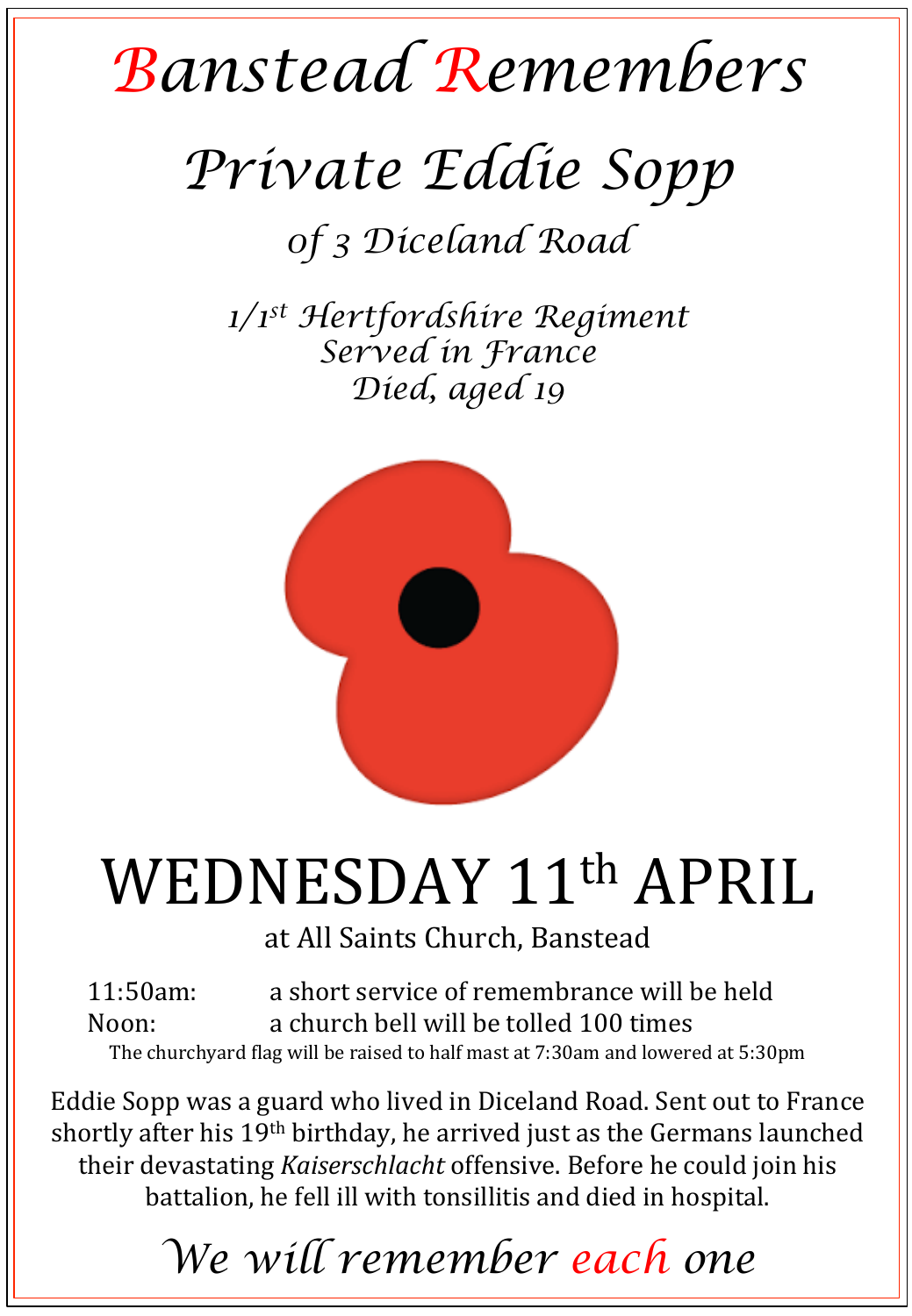# Banstead Remembers

## Private Eddie Sopp

### of 3 Diceland Road

*1/1st Hertfordshire Regiment*
*Served in France*
*Died, aged 19*

## WEDNESDAY 11th APRIL

at All Saints Church, Banstead

11:50am: a short service of remembrance will be held
Noon: a church bell will be tolled 100 times

The churchyard flag will be raised to half mast at 7:30am and lowered at 5:30pm

Eddie Sopp was a guard who lived in Diceland Road. Sent out to France shortly after his 19th birthday, he arrived just as the Germans launched their devastating *Kaiserschlacht* offensive. Before he could join his battalion, he fell ill with tonsillitis and died in hospital.

*We will remember each one*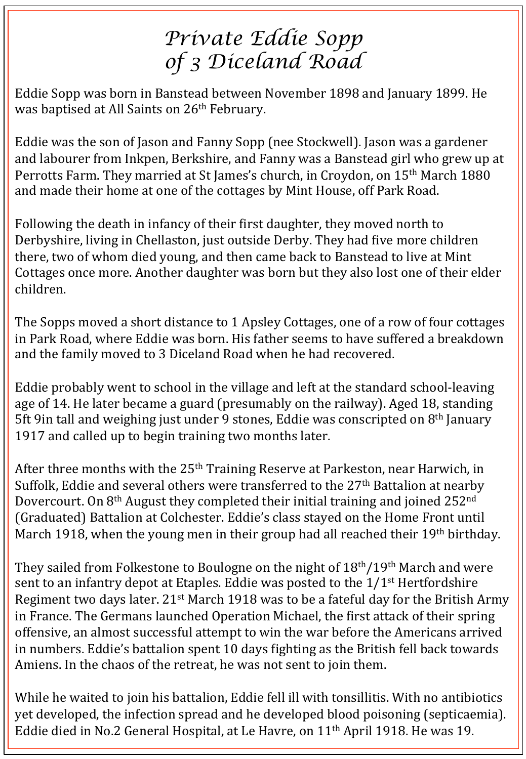# Private Eddie Sopp of 3 Diceland Road

Eddie Sopp was born in Banstead between November 1898 and January 1899. He was baptised at All Saints on 26th February.

Eddie was the son of Jason and Fanny Sopp (nee Stockwell). Jason was a gardener and labourer from Inkpen, Berkshire, and Fanny was a Banstead girl who grew up at Perrotts Farm. They married at St James's church, in Croydon, on 15th March 1880 and made their home at one of the cottages by Mint House, off Park Road.

Following the death in infancy of their first daughter, they moved north to Derbyshire, living in Chellaston, just outside Derby. They had five more children there, two of whom died young, and then came back to Banstead to live at Mint Cottages once more. Another daughter was born but they also lost one of their elder children.

The Sopps moved a short distance to 1 Apsley Cottages, one of a row of four cottages in Park Road, where Eddie was born. His father seems to have suffered a breakdown and the family moved to 3 Diceland Road when he had recovered.

Eddie probably went to school in the village and left at the standard school-leaving age of 14. He later became a guard (presumably on the railway). Aged 18, standing 5ft 9in tall and weighing just under 9 stones, Eddie was conscripted on 8th January 1917 and called up to begin training two months later.

After three months with the 25th Training Reserve at Parkeston, near Harwich, in Suffolk, Eddie and several others were transferred to the 27th Battalion at nearby Dovercourt. On 8th August they completed their initial training and joined 252nd (Graduated) Battalion at Colchester. Eddie's class stayed on the Home Front until March 1918, when the young men in their group had all reached their 19th birthday.

They sailed from Folkestone to Boulogne on the night of 18th/19th March and were sent to an infantry depot at Etaples. Eddie was posted to the 1/1st Hertfordshire Regiment two days later. 21st March 1918 was to be a fateful day for the British Army in France. The Germans launched Operation Michael, the first attack of their spring offensive, an almost successful attempt to win the war before the Americans arrived in numbers. Eddie's battalion spent 10 days fighting as the British fell back towards Amiens. In the chaos of the retreat, he was not sent to join them.

While he waited to join his battalion, Eddie fell ill with tonsillitis. With no antibiotics yet developed, the infection spread and he developed blood poisoning (septicaemia). Eddie died in No.2 General Hospital, at Le Havre, on 11th April 1918. He was 19.